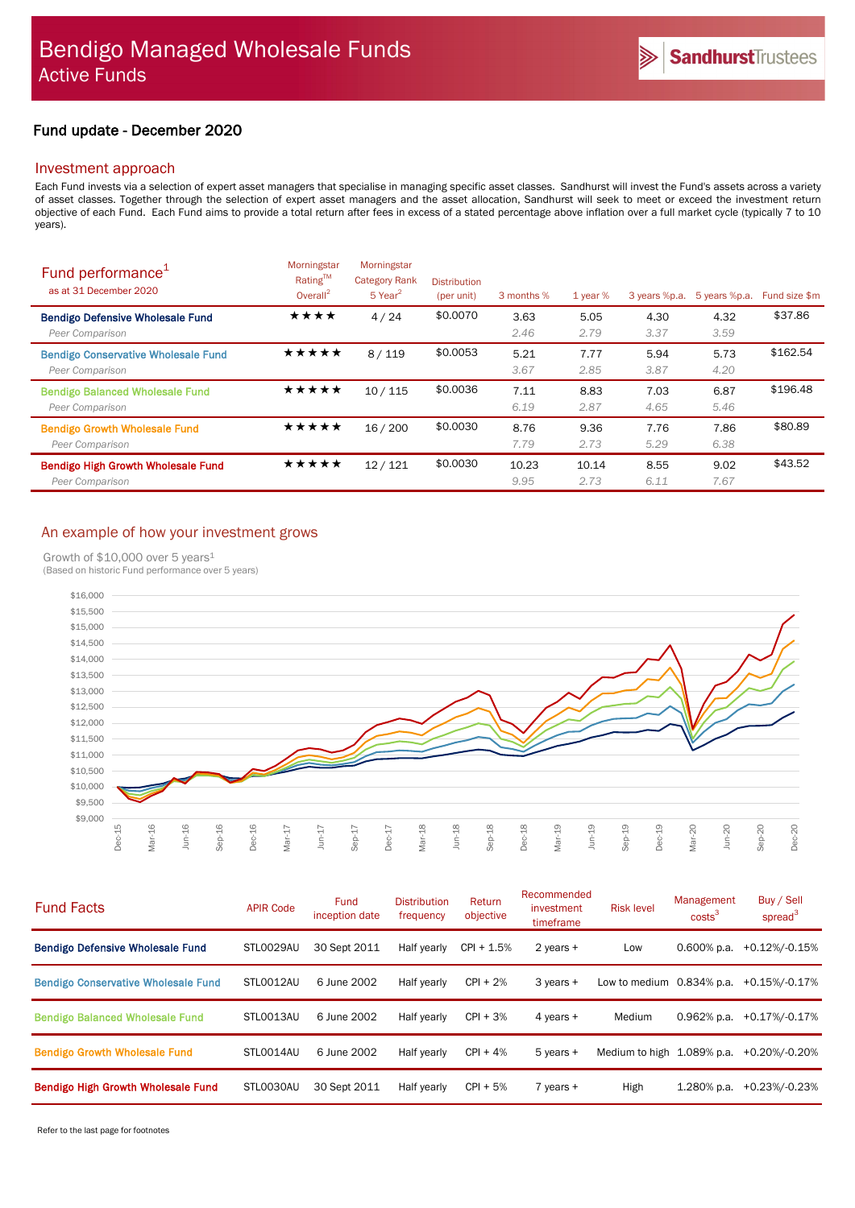# Bendigo Managed Wholesale Funds
## Active Funds

SandhurstTrustees

### Fund update - December 2020

## Investment approach

Each Fund invests via a selection of expert asset managers that specialise in managing specific asset classes. Sandhurst will invest the Fund's assets across a variety of asset classes. Together through the selection of expert asset managers and the asset allocation, Sandhurst will seek to meet or exceed the investment return objective of each Fund. Each Fund aims to provide a total return after fees in excess of a stated percentage above inflation over a full market cycle (typically 7 to 10 years).

## Fund performance[1]

as at 31 December 2020

| | Morningstar Rating™ Overall[2] | Morningstar Category Rank 5 Year[2] | Distribution (per unit) | 3 months % | 1 year % | 3 years %p.a. | 5 years %p.a. | Fund size $m |
|---|---|---|---|---|---|---|---|---|
| **Bendigo Defensive Wholesale Fund** | ★★★★ | 4 / 24 | $0.0070 | 3.63 | 5.05 | 4.30 | 4.32 | $37.86 |
| *Peer Comparison* | | | | *2.46* | *2.79* | *3.37* | *3.59* | |
| **Bendigo Conservative Wholesale Fund** | ★★★★★ | 8 / 119 | $0.0053 | 5.21 | 7.77 | 5.94 | 5.73 | $162.54 |
| *Peer Comparison* | | | | *3.67* | *2.85* | *3.87* | *4.20* | |
| **Bendigo Balanced Wholesale Fund** | ★★★★★ | 10 / 115 | $0.0036 | 7.11 | 8.83 | 7.03 | 6.87 | $196.48 |
| *Peer Comparison* | | | | *6.19* | *2.87* | *4.65* | *5.46* | |
| **Bendigo Growth Wholesale Fund** | ★★★★★ | 16 / 200 | $0.0030 | 8.76 | 9.36 | 7.76 | 7.86 | $80.89 |
| *Peer Comparison* | | | | *7.79* | *2.73* | *5.29* | *6.38* | |
| **Bendigo High Growth Wholesale Fund** | ★★★★★ | 12 / 121 | $0.0030 | 10.23 | 10.14 | 8.55 | 9.02 | $43.52 |
| *Peer Comparison* | | | | *9.95* | *2.73* | *6.11* | *7.67* | |

## An example of how your investment grows

Growth of $10,000 over 5 years[1]
(Based on historic Fund performance over 5 years)

## Fund Facts

| Fund Facts | APIR Code | Fund inception date | Distribution frequency | Return objective | Recommended investment timeframe | Risk level | Management costs[3] | Buy / Sell spread[3] |
|---|---|---|---|---|---|---|---|---|
| **Bendigo Defensive Wholesale Fund** | STL0029AU | 30 Sept 2011 | Half yearly | CPI + 1.5% | 2 years + | Low | 0.600% p.a. | +0.12%/-0.15% |
| **Bendigo Conservative Wholesale Fund** | STL0012AU | 6 June 2002 | Half yearly | CPI + 2% | 3 years + | Low to medium | 0.834% p.a. | +0.15%/-0.17% |
| **Bendigo Balanced Wholesale Fund** | STL0013AU | 6 June 2002 | Half yearly | CPI + 3% | 4 years + | Medium | 0.962% p.a. | +0.17%/-0.17% |
| **Bendigo Growth Wholesale Fund** | STL0014AU | 6 June 2002 | Half yearly | CPI + 4% | 5 years + | Medium to high | 1.089% p.a. | +0.20%/-0.20% |
| **Bendigo High Growth Wholesale Fund** | STL0030AU | 30 Sept 2011 | Half yearly | CPI + 5% | 7 years + | High | 1.280% p.a. | +0.23%/-0.23% |

Refer to the last page for footnotes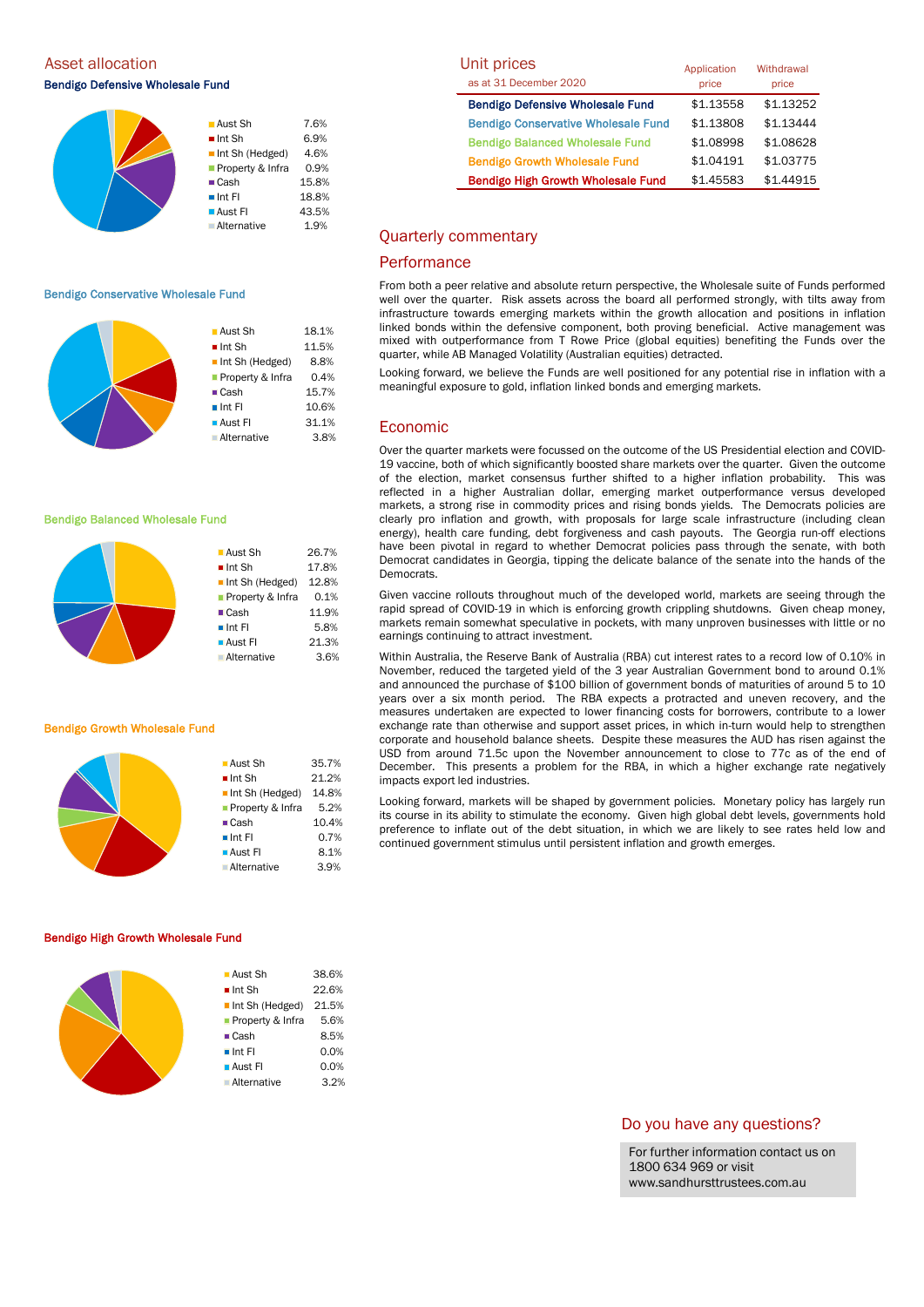## Asset allocation

### Bendigo Defensive Wholesale Fund

| Asset | % |
|---|---|
| Aust Sh | 7.6% |
| Int Sh | 6.9% |
| Int Sh (Hedged) | 4.6% |
| Property & Infra | 0.9% |
| Cash | 15.8% |
| Int FI | 18.8% |
| Aust FI | 43.5% |
| Alternative | 1.9% |

### Bendigo Conservative Wholesale Fund

| Asset | % |
|---|---|
| Aust Sh | 18.1% |
| Int Sh | 11.5% |
| Int Sh (Hedged) | 8.8% |
| Property & Infra | 0.4% |
| Cash | 15.7% |
| Int FI | 10.6% |
| Aust FI | 31.1% |
| Alternative | 3.8% |

### Bendigo Balanced Wholesale Fund

| Asset | % |
|---|---|
| Aust Sh | 26.7% |
| Int Sh | 17.8% |
| Int Sh (Hedged) | 12.8% |
| Property & Infra | 0.1% |
| Cash | 11.9% |
| Int FI | 5.8% |
| Aust FI | 21.3% |
| Alternative | 3.6% |

### Bendigo Growth Wholesale Fund

| Asset | % |
|---|---|
| Aust Sh | 35.7% |
| Int Sh | 21.2% |
| Int Sh (Hedged) | 14.8% |
| Property & Infra | 5.2% |
| Cash | 10.4% |
| Int FI | 0.7% |
| Aust FI | 8.1% |
| Alternative | 3.9% |

### Bendigo High Growth Wholesale Fund

| Asset | % |
|---|---|
| Aust Sh | 38.6% |
| Int Sh | 22.6% |
| Int Sh (Hedged) | 21.5% |
| Property & Infra | 5.6% |
| Cash | 8.5% |
| Int FI | 0.0% |
| Aust FI | 0.0% |
| Alternative | 3.2% |

## Unit prices

as at 31 December 2020

| | Application price | Withdrawal price |
|---|---|---|
| **Bendigo Defensive Wholesale Fund** | $1.13558 | $1.13252 |
| **Bendigo Conservative Wholesale Fund** | $1.13808 | $1.13444 |
| **Bendigo Balanced Wholesale Fund** | $1.08998 | $1.08628 |
| **Bendigo Growth Wholesale Fund** | $1.04191 | $1.03775 |
| **Bendigo High Growth Wholesale Fund** | $1.45583 | $1.44915 |

## Quarterly commentary

### Performance

From both a peer relative and absolute return perspective, the Wholesale suite of Funds performed well over the quarter. Risk assets across the board all performed strongly, with tilts away from infrastructure towards emerging markets within the growth allocation and positions in inflation linked bonds within the defensive component, both proving beneficial. Active management was mixed with outperformance from T Rowe Price (global equities) benefiting the Funds over the quarter, while AB Managed Volatility (Australian equities) detracted.

Looking forward, we believe the Funds are well positioned for any potential rise in inflation with a meaningful exposure to gold, inflation linked bonds and emerging markets.

### Economic

Over the quarter markets were focussed on the outcome of the US Presidential election and COVID-19 vaccine, both of which significantly boosted share markets over the quarter. Given the outcome of the election, market consensus further shifted to a higher inflation probability. This was reflected in a higher Australian dollar, emerging market outperformance versus developed markets, a strong rise in commodity prices and rising bonds yields. The Democrats policies are clearly pro inflation and growth, with proposals for large scale infrastructure (including clean energy), health care funding, debt forgiveness and cash payouts. The Georgia run-off elections have been pivotal in regard to whether Democrat policies pass through the senate, with both Democrat candidates in Georgia, tipping the delicate balance of the senate into the hands of the Democrats.

Given vaccine rollouts throughout much of the developed world, markets are seeing through the rapid spread of COVID-19 in which is enforcing growth crippling shutdowns. Given cheap money, markets remain somewhat speculative in pockets, with many unproven businesses with little or no earnings continuing to attract investment.

Within Australia, the Reserve Bank of Australia (RBA) cut interest rates to a record low of 0.10% in November, reduced the targeted yield of the 3 year Australian Government bond to around 0.1% and announced the purchase of $100 billion of government bonds of maturities of around 5 to 10 years over a six month period. The RBA expects a protracted and uneven recovery, and the measures undertaken are expected to lower financing costs for borrowers, contribute to a lower exchange rate than otherwise and support asset prices, in which in-turn would help to strengthen corporate and household balance sheets. Despite these measures the AUD has risen against the USD from around 71.5c upon the November announcement to close to 77c as of the end of December. This presents a problem for the RBA, in which a higher exchange rate negatively impacts export led industries.

Looking forward, markets will be shaped by government policies. Monetary policy has largely run its course in its ability to stimulate the economy. Given high global debt levels, governments hold preference to inflate out of the debt situation, in which we are likely to see rates held low and continued government stimulus until persistent inflation and growth emerges.

## Do you have any questions?

For further information contact us on 1800 634 969 or visit www.sandhursttrustees.com.au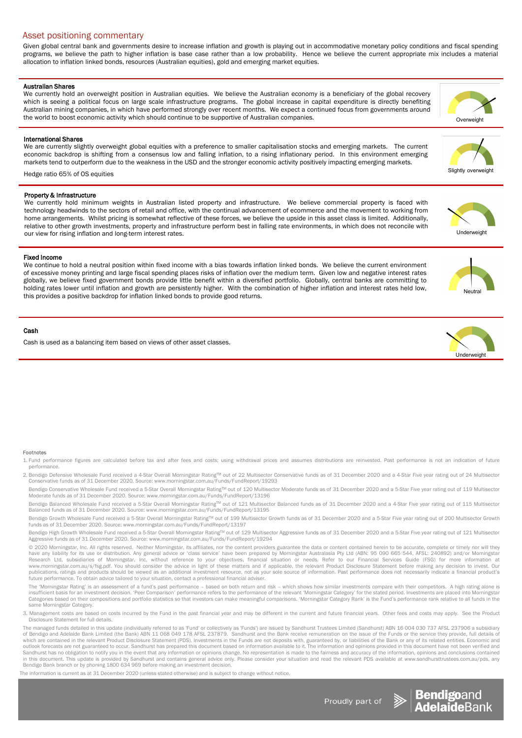## Asset positioning commentary

Given global central bank and governments desire to increase inflation and growth is playing out in accommodative monetary policy conditions and fiscal spending programs, we believe the path to higher inflation is base case rather than a low probability. Hence we believe the current appropriate mix includes a material allocation to inflation linked bonds, resources (Australian equities), gold and emerging market equities.

### Australian Shares

We currently hold an overweight position in Australian equities. We believe the Australian economy is a beneficiary of the global recovery which is seeing a political focus on large scale infrastructure programs. The global increase in capital expenditure is directly benefiting Australian mining companies, in which have performed strongly over recent months. We expect a continued focus from governments around the world to boost economic activity which should continue to be supportive of Australian companies.

Overweight

### International Shares

We are currently slightly overweight global equities with a preference to smaller capitalisation stocks and emerging markets. The current economic backdrop is shifting from a consensus low and falling inflation, to a rising inflationary period. In this environment emerging markets tend to outperform due to the weakness in the USD and the stronger economic activity positively impacting emerging markets.

Hedge ratio 65% of OS equities

Slightly overweight

### Property & Infrastructure

We currently hold minimum weights in Australian listed property and infrastructure. We believe commercial property is faced with technology headwinds to the sectors of retail and office, with the continual advancement of ecommerce and the movement to working from home arrangements. Whilst pricing is somewhat reflective of these forces, we believe the upside in this asset class is limited. Additionally, relative to other growth investments, property and infrastructure perform best in falling rate environments, in which does not reconcile with our view for rising inflation and long-term interest rates.

Underweight

### Fixed Income

We continue to hold a neutral position within fixed income with a bias towards inflation linked bonds. We believe the current environment of excessive money printing and large fiscal spending places risks of inflation over the medium term. Given low and negative interest rates globally, we believe fixed government bonds provide little benefit within a diversified portfolio. Globally, central banks are committing to holding rates lower until inflation and growth are persistently higher. With the combination of higher inflation and interest rates held low, this provides a positive backdrop for inflation linked bonds to provide good returns.

Neutral

### Cash

Cash is used as a balancing item based on views of other asset classes.

Underweight

#### Footnotes

1. Fund performance figures are calculated before tax and after fees and costs; using withdrawal prices and assumes distributions are reinvested. Past performance is not an indication of future performance.
2. Bendigo Defensive Wholesale Fund received a 4-Star Overall Morningstar Rating™ out of 22 Multisector Conservative funds as of 31 December 2020 and a 4-Star Five year rating out of 24 Multisector Conservative funds as of 31 December 2020. Source: www.morningstar.com.au/Funds/FundReport/19293

   Bendigo Conservative Wholesale Fund received a 5-Star Overall Morningstar Rating™ out of 120 Multisector Moderate funds as of 31 December 2020 and a 5-Star Five year rating out of 119 Multisector Moderate funds as of 31 December 2020. Source: www.morningstar.com.au/Funds/FundReport/13196

   Bendigo Balanced Wholesale Fund received a 5-Star Overall Morningstar Rating™ out of 121 Multisector Balanced funds as of 31 December 2020 and a 4-Star Five year rating out of 115 Multisector Balanced funds as of 31 December 2020. Source: www.morningstar.com.au/Funds/FundReport/13195

   Bendigo Growth Wholesale Fund received a 5-Star Overall Morningstar Rating™ out of 199 Multisector Growth funds as of 31 December 2020 and a 5-Star Five year rating out of 200 Multisector Growth funds as of 31 December 2020. Source: www.morningstar.com.au/Funds/FundReport/13197

   Bendigo High Growth Wholesale Fund received a 5-Star Overall Morningstar Rating™ out of 129 Multisector Aggressive funds as of 31 December 2020 and a 5-Star Five year rating out of 121 Multisector Aggressive funds as of 31 December 2020. Source: www.morningstar.com.au/Funds/FundReport/19294

   © 2020 Morningstar, Inc. All rights reserved. Neither Morningstar, its affiliates, nor the content providers guarantee the data or content contained herein to be accurate, complete or timely nor will they have any liability for its use or distribution. Any general advice or 'class service' have been prepared by Morningstar Australasia Pty Ltd (ABN: 95 090 665 544, AFSL: 240892) and/or Morningstar Research Ltd, subsidiaries of Morningstar, Inc, without reference to your objectives, financial situation or needs. Refer to our Financial Services Guide (FSG) for more information at www.morningstar.com.au/s/fsg.pdf. You should consider the advice in light of these matters and if applicable, the relevant Product Disclosure Statement before making any decision to invest. Our publications, ratings and products should be viewed as an additional investment resource, not as your sole source of information. Past performance does not necessarily indicate a financial product's future performance. To obtain advice tailored to your situation, contact a professional financial adviser.

   The 'Morningstar Rating' is an assessment of a fund's past performance – based on both return and risk – which shows how similar investments compare with their competitors. A high rating alone is insufficient basis for an investment decision. 'Peer Comparison' performance refers to the performance of the relevant 'Morningstar Category' for the stated period. Investments are placed into Morningstar Categories based on their compositions and portfolio statistics so that investors can make meaningful comparisons. 'Morningstar Category Rank' is the Fund's performance rank relative to all funds in the same Morningstar Category.
3. Management costs are based on costs incurred by the Fund in the past financial year and may be different in the current and future financial years. Other fees and costs may apply. See the Product Disclosure Statement for full details.

The managed funds detailed in this update (individually referred to as 'Fund' or collectively as 'Funds') are issued by Sandhurst Trustees Limited (Sandhurst) ABN 16 004 030 737 AFSL 237906 a subsidiary of Bendigo and Adelaide Bank Limited (the Bank) ABN 11 068 049 178 AFSL 237879. Sandhurst and the Bank receive remuneration on the issue of the Funds or the service they provide, full details of which are contained in the relevant Product Disclosure Statement (PDS). Investments in the Funds are not deposits with, guaranteed by, or liabilities of the Bank or any of its related entities. Economic and outlook forecasts are not guaranteed to occur. Sandhurst has prepared this document based on information available to it. The information and opinions provided in this document have not been verified and Sandhurst has no obligation to notify you in the event that any information or opinions change. No representation is made to the fairness and accuracy of the information, opinions and conclusions contained in this document. This update is provided by Sandhurst and contains general advice only. Please consider your situation and read the relevant PDS available at www.sandhursttrustees.com.au/pds, any Bendigo Bank branch or by phoning 1800 634 969 before making an investment decision.

The information is current as at 31 December 2020 (unless stated otherwise) and is subject to change without notice.

Proudly part of Bendigo and Adelaide Bank